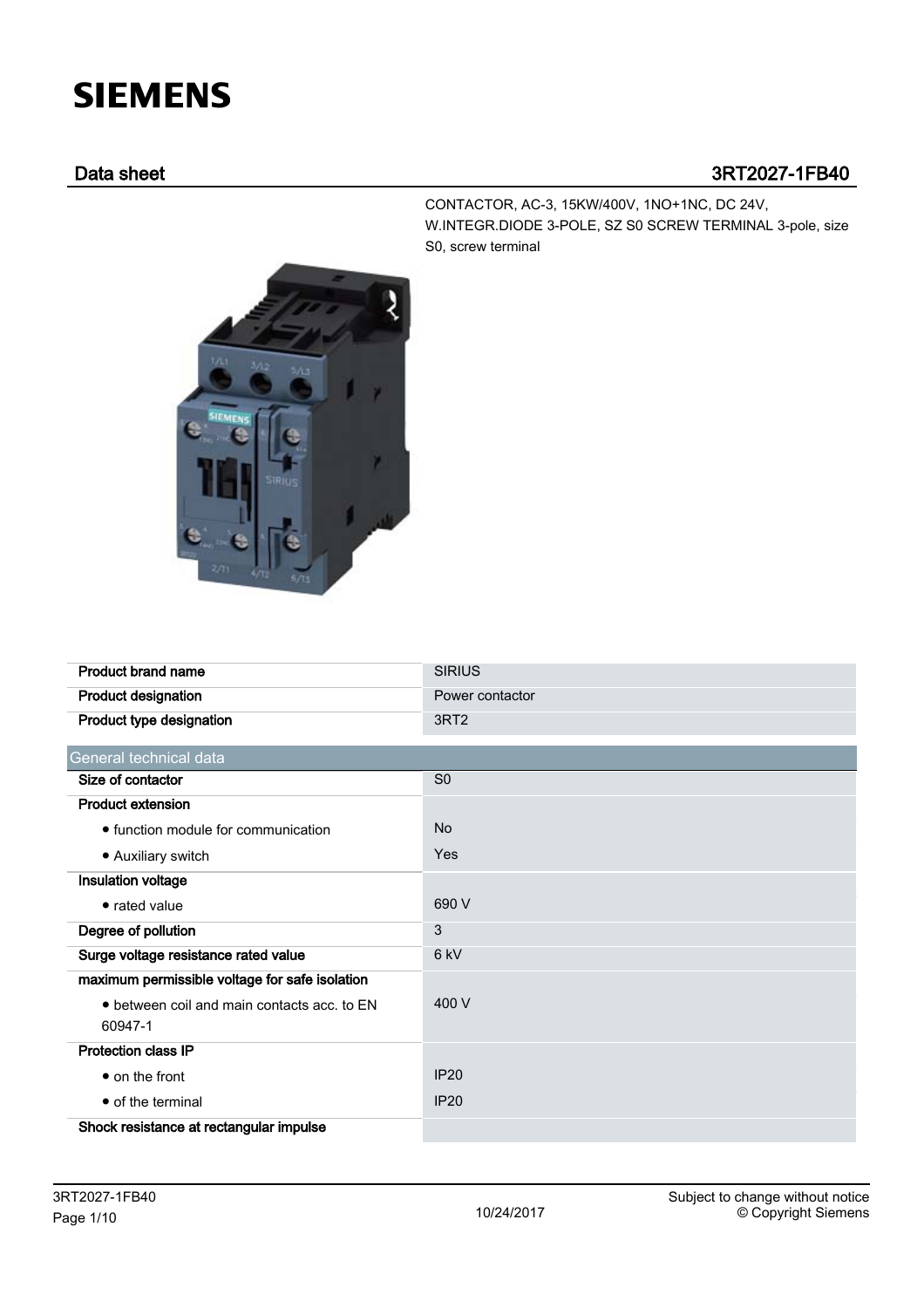# SIEMENS

## Data sheet 3RT2027-1FB40

CONTACTOR, AC-3, 15KW/400V, 1NO+1NC, DC 24V, W.INTEGR.DIODE 3-POLE, SZ S0 SCREW TERMINAL 3-pole, size S0, screw terminal

| | |
|---|---|
| **Product brand name** | SIRIUS |
| **Product designation** | Power contactor |
| **Product type designation** | 3RT2 |

| General technical data | |
|---|---|
| **Size of contactor** | S0 |
| **Product extension** | |
| • function module for communication | No |
| • Auxiliary switch | Yes |
| **Insulation voltage** | |
| • rated value | 690 V |
| **Degree of pollution** | 3 |
| **Surge voltage resistance rated value** | 6 kV |
| **maximum permissible voltage for safe isolation** | |
| • between coil and main contacts acc. to EN 60947-1 | 400 V |
| **Protection class IP** | |
| • on the front | IP20 |
| • of the terminal | IP20 |
| **Shock resistance at rectangular impulse** | |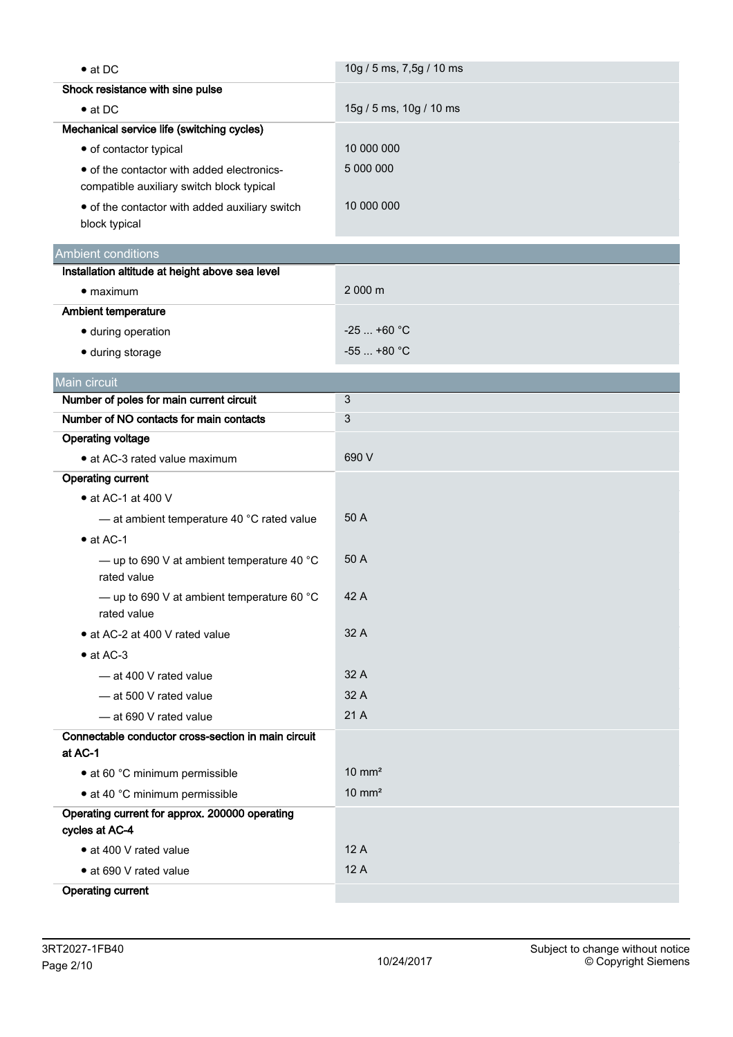| | |
|---|---|
| • at DC | 10g / 5 ms, 7,5g / 10 ms |
| **Shock resistance with sine pulse** | |
| • at DC | 15g / 5 ms, 10g / 10 ms |
| **Mechanical service life (switching cycles)** | |
| • of contactor typical | 10 000 000 |
| • of the contactor with added electronics-compatible auxiliary switch block typical | 5 000 000 |
| • of the contactor with added auxiliary switch block typical | 10 000 000 |

## Ambient conditions

| | |
|---|---|
| **Installation altitude at height above sea level** | |
| • maximum | 2 000 m |
| **Ambient temperature** | |
| • during operation | -25 ... +60 °C |
| • during storage | -55 ... +80 °C |

## Main circuit

| | |
|---|---|
| **Number of poles for main current circuit** | 3 |
| **Number of NO contacts for main contacts** | 3 |
| **Operating voltage** | |
| • at AC-3 rated value maximum | 690 V |
| **Operating current** | |
| • at AC-1 at 400 V | |
| — at ambient temperature 40 °C rated value | 50 A |
| • at AC-1 | |
| — up to 690 V at ambient temperature 40 °C rated value | 50 A |
| — up to 690 V at ambient temperature 60 °C rated value | 42 A |
| • at AC-2 at 400 V rated value | 32 A |
| • at AC-3 | |
| — at 400 V rated value | 32 A |
| — at 500 V rated value | 32 A |
| — at 690 V rated value | 21 A |
| **Connectable conductor cross-section in main circuit at AC-1** | |
| • at 60 °C minimum permissible | 10 mm² |
| • at 40 °C minimum permissible | 10 mm² |
| **Operating current for approx. 200000 operating cycles at AC-4** | |
| • at 400 V rated value | 12 A |
| • at 690 V rated value | 12 A |
| **Operating current** | |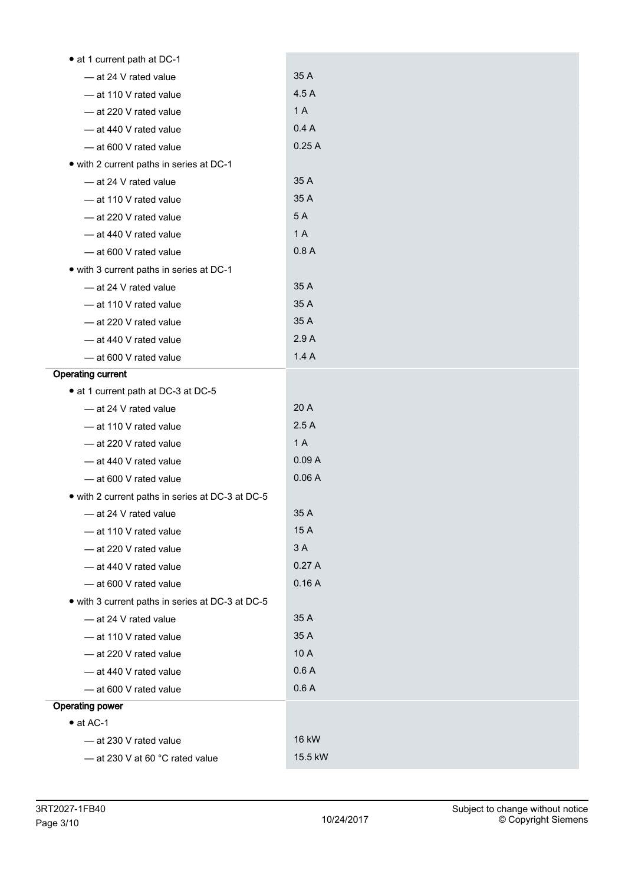| | |
|---|---|
| • at 1 current path at DC-1 | |
| — at 24 V rated value | 35 A |
| — at 110 V rated value | 4.5 A |
| — at 220 V rated value | 1 A |
| — at 440 V rated value | 0.4 A |
| — at 600 V rated value | 0.25 A |
| • with 2 current paths in series at DC-1 | |
| — at 24 V rated value | 35 A |
| — at 110 V rated value | 35 A |
| — at 220 V rated value | 5 A |
| — at 440 V rated value | 1 A |
| — at 600 V rated value | 0.8 A |
| • with 3 current paths in series at DC-1 | |
| — at 24 V rated value | 35 A |
| — at 110 V rated value | 35 A |
| — at 220 V rated value | 35 A |
| — at 440 V rated value | 2.9 A |
| — at 600 V rated value | 1.4 A |
| **Operating current** | |
| • at 1 current path at DC-3 at DC-5 | |
| — at 24 V rated value | 20 A |
| — at 110 V rated value | 2.5 A |
| — at 220 V rated value | 1 A |
| — at 440 V rated value | 0.09 A |
| — at 600 V rated value | 0.06 A |
| • with 2 current paths in series at DC-3 at DC-5 | |
| — at 24 V rated value | 35 A |
| — at 110 V rated value | 15 A |
| — at 220 V rated value | 3 A |
| — at 440 V rated value | 0.27 A |
| — at 600 V rated value | 0.16 A |
| • with 3 current paths in series at DC-3 at DC-5 | |
| — at 24 V rated value | 35 A |
| — at 110 V rated value | 35 A |
| — at 220 V rated value | 10 A |
| — at 440 V rated value | 0.6 A |
| — at 600 V rated value | 0.6 A |
| **Operating power** | |
| • at AC-1 | |
| — at 230 V rated value | 16 kW |
| — at 230 V at 60 °C rated value | 15.5 kW |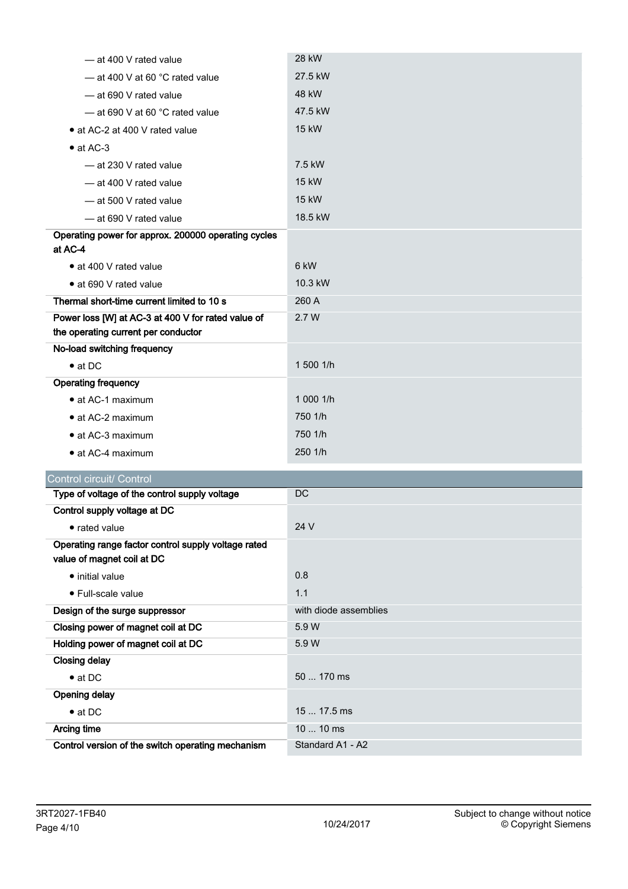| | |
|---|---|
| — at 400 V rated value | 28 kW |
| — at 400 V at 60 °C rated value | 27.5 kW |
| — at 690 V rated value | 48 kW |
| — at 690 V at 60 °C rated value | 47.5 kW |
| • at AC-2 at 400 V rated value | 15 kW |
| • at AC-3 | |
| — at 230 V rated value | 7.5 kW |
| — at 400 V rated value | 15 kW |
| — at 500 V rated value | 15 kW |
| — at 690 V rated value | 18.5 kW |
| **Operating power for approx. 200000 operating cycles at AC-4** | |
| • at 400 V rated value | 6 kW |
| • at 690 V rated value | 10.3 kW |
| **Thermal short-time current limited to 10 s** | 260 A |
| **Power loss [W] at AC-3 at 400 V for rated value of the operating current per conductor** | 2.7 W |
| **No-load switching frequency** | |
| • at DC | 1 500 1/h |
| **Operating frequency** | |
| • at AC-1 maximum | 1 000 1/h |
| • at AC-2 maximum | 750 1/h |
| • at AC-3 maximum | 750 1/h |
| • at AC-4 maximum | 250 1/h |

## Control circuit/ Control

| | |
|---|---|
| **Type of voltage of the control supply voltage** | DC |
| **Control supply voltage at DC** | |
| • rated value | 24 V |
| **Operating range factor control supply voltage rated value of magnet coil at DC** | |
| • initial value | 0.8 |
| • Full-scale value | 1.1 |
| **Design of the surge suppressor** | with diode assemblies |
| **Closing power of magnet coil at DC** | 5.9 W |
| **Holding power of magnet coil at DC** | 5.9 W |
| **Closing delay** | |
| • at DC | 50 ... 170 ms |
| **Opening delay** | |
| • at DC | 15 ... 17.5 ms |
| **Arcing time** | 10 ... 10 ms |
| **Control version of the switch operating mechanism** | Standard A1 - A2 |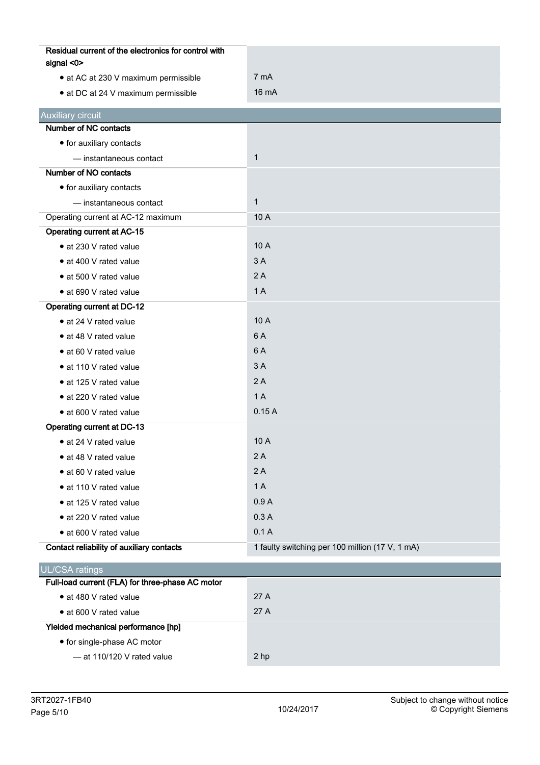| | |
|---|---|
| **Residual current of the electronics for control with signal <0>** | |
| • at AC at 230 V maximum permissible | 7 mA |
| • at DC at 24 V maximum permissible | 16 mA |

## Auxiliary circuit

| | |
|---|---|
| **Number of NC contacts** | |
| • for auxiliary contacts | |
| — instantaneous contact | 1 |
| **Number of NO contacts** | |
| • for auxiliary contacts | |
| — instantaneous contact | 1 |
| Operating current at AC-12 maximum | 10 A |
| **Operating current at AC-15** | |
| • at 230 V rated value | 10 A |
| • at 400 V rated value | 3 A |
| • at 500 V rated value | 2 A |
| • at 690 V rated value | 1 A |
| **Operating current at DC-12** | |
| • at 24 V rated value | 10 A |
| • at 48 V rated value | 6 A |
| • at 60 V rated value | 6 A |
| • at 110 V rated value | 3 A |
| • at 125 V rated value | 2 A |
| • at 220 V rated value | 1 A |
| • at 600 V rated value | 0.15 A |
| **Operating current at DC-13** | |
| • at 24 V rated value | 10 A |
| • at 48 V rated value | 2 A |
| • at 60 V rated value | 2 A |
| • at 110 V rated value | 1 A |
| • at 125 V rated value | 0.9 A |
| • at 220 V rated value | 0.3 A |
| • at 600 V rated value | 0.1 A |
| **Contact reliability of auxiliary contacts** | 1 faulty switching per 100 million (17 V, 1 mA) |

## UL/CSA ratings

| | |
|---|---|
| **Full-load current (FLA) for three-phase AC motor** | |
| • at 480 V rated value | 27 A |
| • at 600 V rated value | 27 A |
| **Yielded mechanical performance [hp]** | |
| • for single-phase AC motor | |
| — at 110/120 V rated value | 2 hp |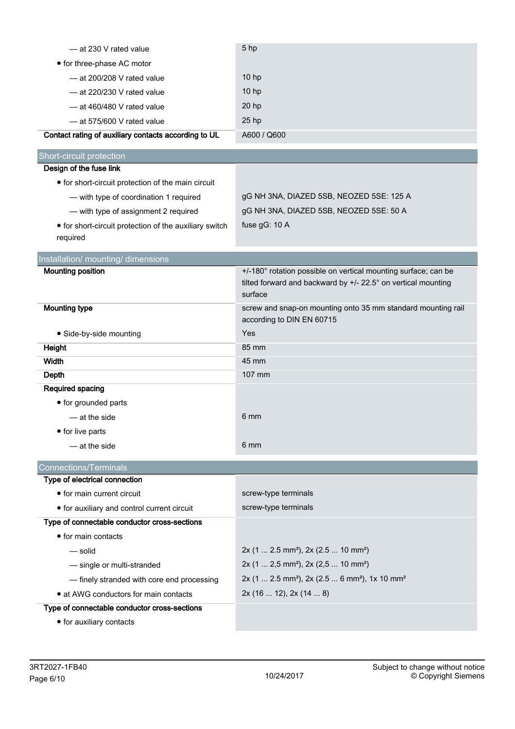| | |
|---|---|
| — at 230 V rated value | 5 hp |
| • for three-phase AC motor | |
| — at 200/208 V rated value | 10 hp |
| — at 220/230 V rated value | 10 hp |
| — at 460/480 V rated value | 20 hp |
| — at 575/600 V rated value | 25 hp |
| **Contact rating of auxiliary contacts according to UL** | A600 / Q600 |

## Short-circuit protection

| | |
|---|---|
| **Design of the fuse link** | |
| • for short-circuit protection of the main circuit | |
| — with type of coordination 1 required | gG NH 3NA, DIAZED 5SB, NEOZED 5SE: 125 A |
| — with type of assignment 2 required | gG NH 3NA, DIAZED 5SB, NEOZED 5SE: 50 A |
| • for short-circuit protection of the auxiliary switch required | fuse gG: 10 A |

## Installation/ mounting/ dimensions

| | |
|---|---|
| **Mounting position** | +/-180° rotation possible on vertical mounting surface; can be tilted forward and backward by +/- 22.5° on vertical mounting surface |
| **Mounting type** | screw and snap-on mounting onto 35 mm standard mounting rail according to DIN EN 60715 |
| • Side-by-side mounting | Yes |
| **Height** | 85 mm |
| **Width** | 45 mm |
| **Depth** | 107 mm |
| **Required spacing** | |
| • for grounded parts | |
| — at the side | 6 mm |
| • for live parts | |
| — at the side | 6 mm |

## Connections/Terminals

| | |
|---|---|
| **Type of electrical connection** | |
| • for main current circuit | screw-type terminals |
| • for auxiliary and control current circuit | screw-type terminals |
| **Type of connectable conductor cross-sections** | |
| • for main contacts | |
| — solid | 2x (1 ... 2.5 mm²), 2x (2.5 ... 10 mm²) |
| — single or multi-stranded | 2x (1 ... 2,5 mm²), 2x (2,5 ... 10 mm²) |
| — finely stranded with core end processing | 2x (1 ... 2.5 mm²), 2x (2.5 ... 6 mm²), 1x 10 mm² |
| • at AWG conductors for main contacts | 2x (16 ... 12), 2x (14 ... 8) |
| **Type of connectable conductor cross-sections** | |
| • for auxiliary contacts | |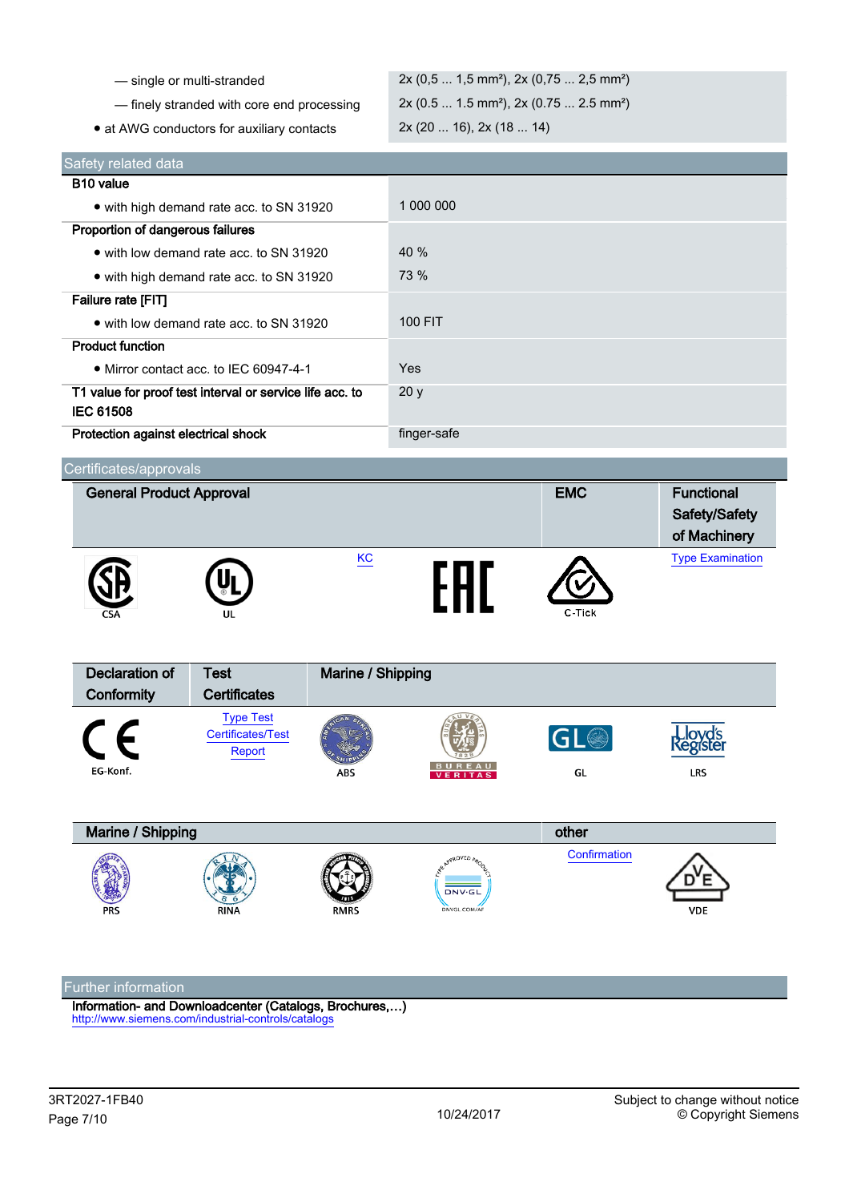| | |
|---|---|
| — single or multi-stranded | 2x (0,5 ... 1,5 mm²), 2x (0,75 ... 2,5 mm²) |
| — finely stranded with core end processing | 2x (0.5 ... 1.5 mm²), 2x (0.75 ... 2.5 mm²) |
| • at AWG conductors for auxiliary contacts | 2x (20 ... 16), 2x (18 ... 14) |

## Safety related data

| | |
|---|---|
| **B10 value** | |
| • with high demand rate acc. to SN 31920 | 1 000 000 |
| **Proportion of dangerous failures** | |
| • with low demand rate acc. to SN 31920 | 40 % |
| • with high demand rate acc. to SN 31920 | 73 % |
| **Failure rate [FIT]** | |
| • with low demand rate acc. to SN 31920 | 100 FIT |
| **Product function** | |
| • Mirror contact acc. to IEC 60947-4-1 | Yes |
| **T1 value for proof test interval or service life acc. to IEC 61508** | 20 y |
| **Protection against electrical shock** | finger-safe |

## Certificates/approvals

| General Product Approval | | | | EMC | Functional Safety/Safety of Machinery |
|---|---|---|---|---|---|
| CSA | UL | KC | | C-Tick | Type Examination |

| Declaration of Conformity | Test Certificates | Marine / Shipping | | | |
|---|---|---|---|---|---|
| EG-Konf. | Type Test Certificates/Test Report | ABS | BUREAU VERITAS | GL | LRS |

| Marine / Shipping | | | | other | |
|---|---|---|---|---|---|
| PRS | RINA | RMRS | DNV-GL | Confirmation | VDE |

## Further information

**Information- and Downloadcenter (Catalogs, Brochures,…)**
http://www.siemens.com/industrial-controls/catalogs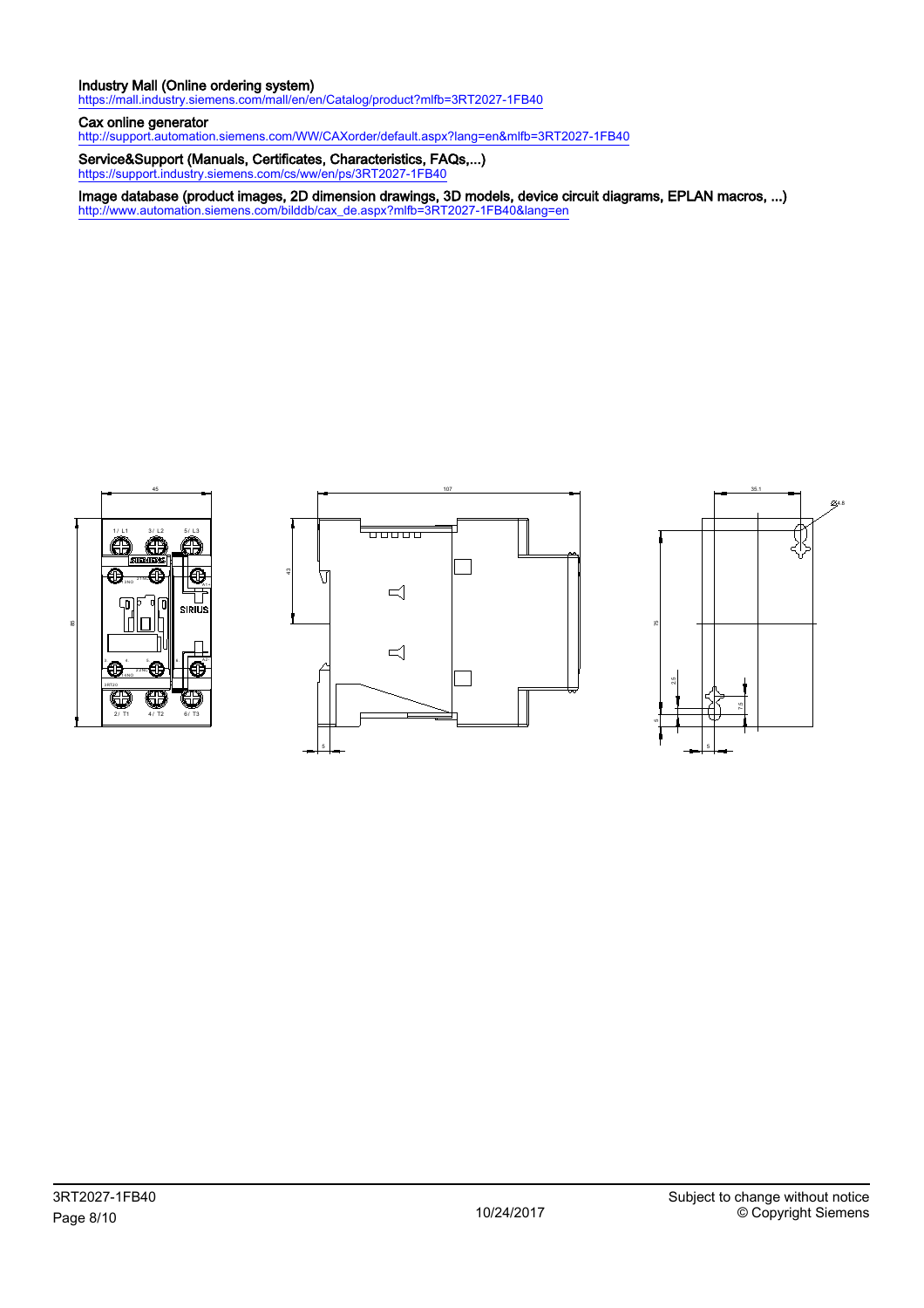**Industry Mall (Online ordering system)**
https://mall.industry.siemens.com/mall/en/en/Catalog/product?mlfb=3RT2027-1FB40

**Cax online generator**
http://support.automation.siemens.com/WW/CAXorder/default.aspx?lang=en&mlfb=3RT2027-1FB40

**Service&Support (Manuals, Certificates, Characteristics, FAQs,...)**
https://support.industry.siemens.com/cs/ww/en/ps/3RT2027-1FB40

**Image database (product images, 2D dimension drawings, 3D models, device circuit diagrams, EPLAN macros, ...)**
http://www.automation.siemens.com/bilddb/cax_de.aspx?mlfb=3RT2027-1FB40&lang=en

45

85

1/ L1 3/ L2 5/ L3

SIEMENS

SIRIUS

2/ T1 4/ T2 6/ T3

107

43

5

35.1

Ø4.8

75

25

5

7.5

5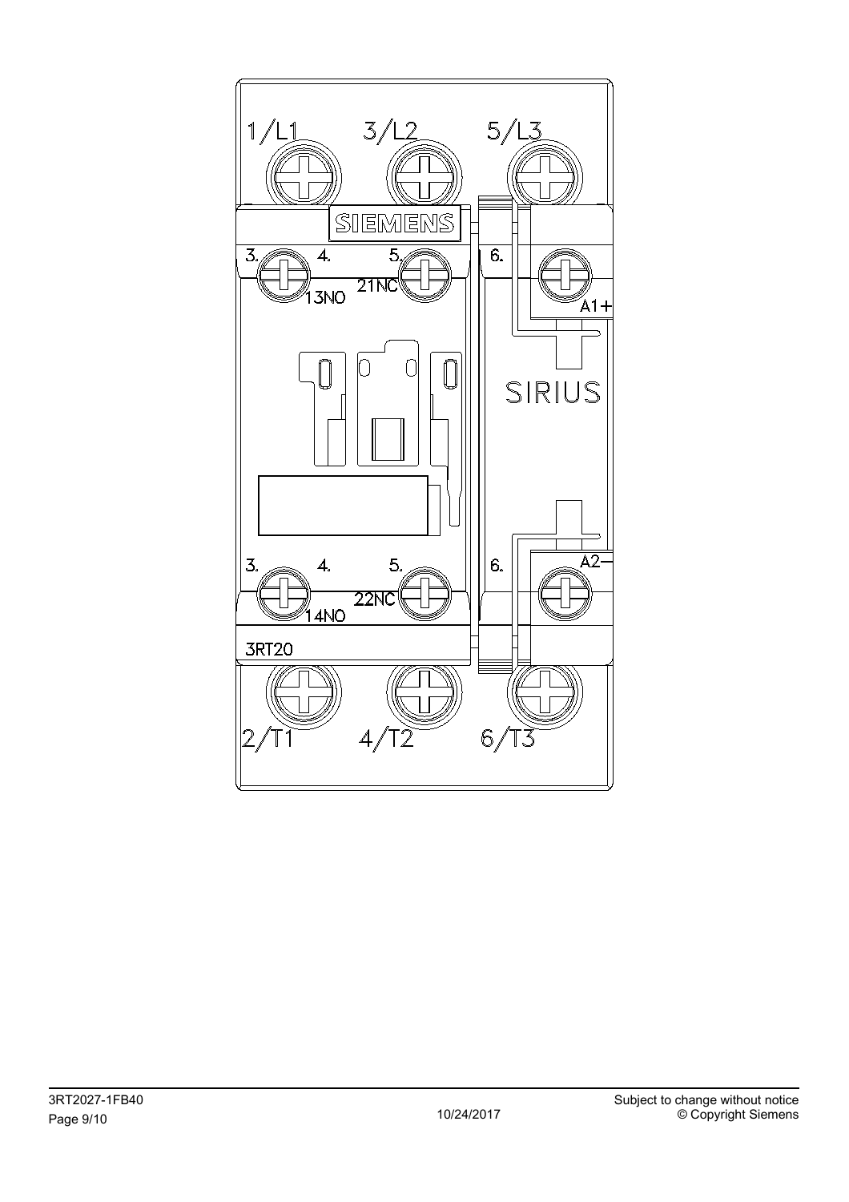1/L1 3/L2 5/L3

SIEMENS

3. 4. 5. 6.

13NO 21NC A1+

SIRIUS

3. 4. 5. 6.

14NO 22NC A2−

3RT20

2/T1 4/T2 6/T3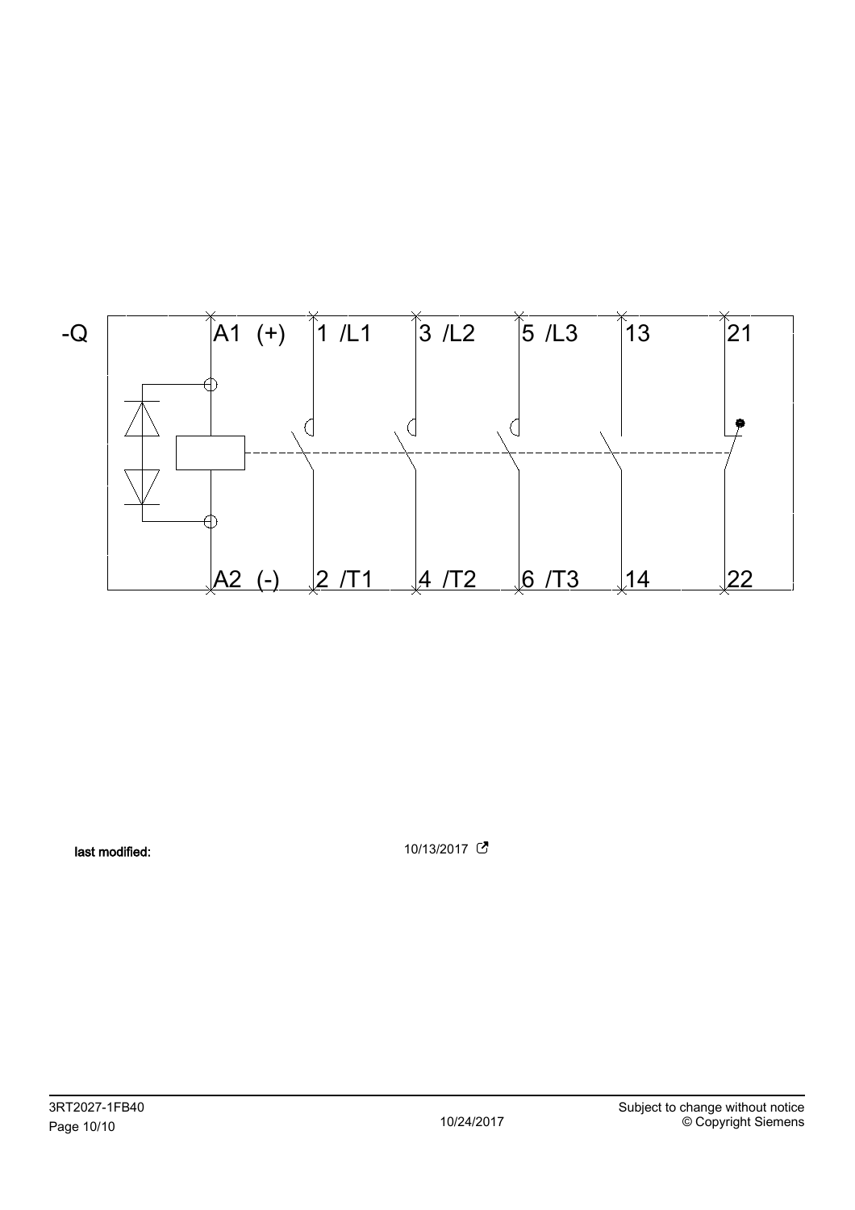-Q

A1 (+) 1 /L1 3 /L2 5 /L3 13 21

A2 (-) 2 /T1 4 /T2 6 /T3 14 22

**last modified:** 10/13/2017